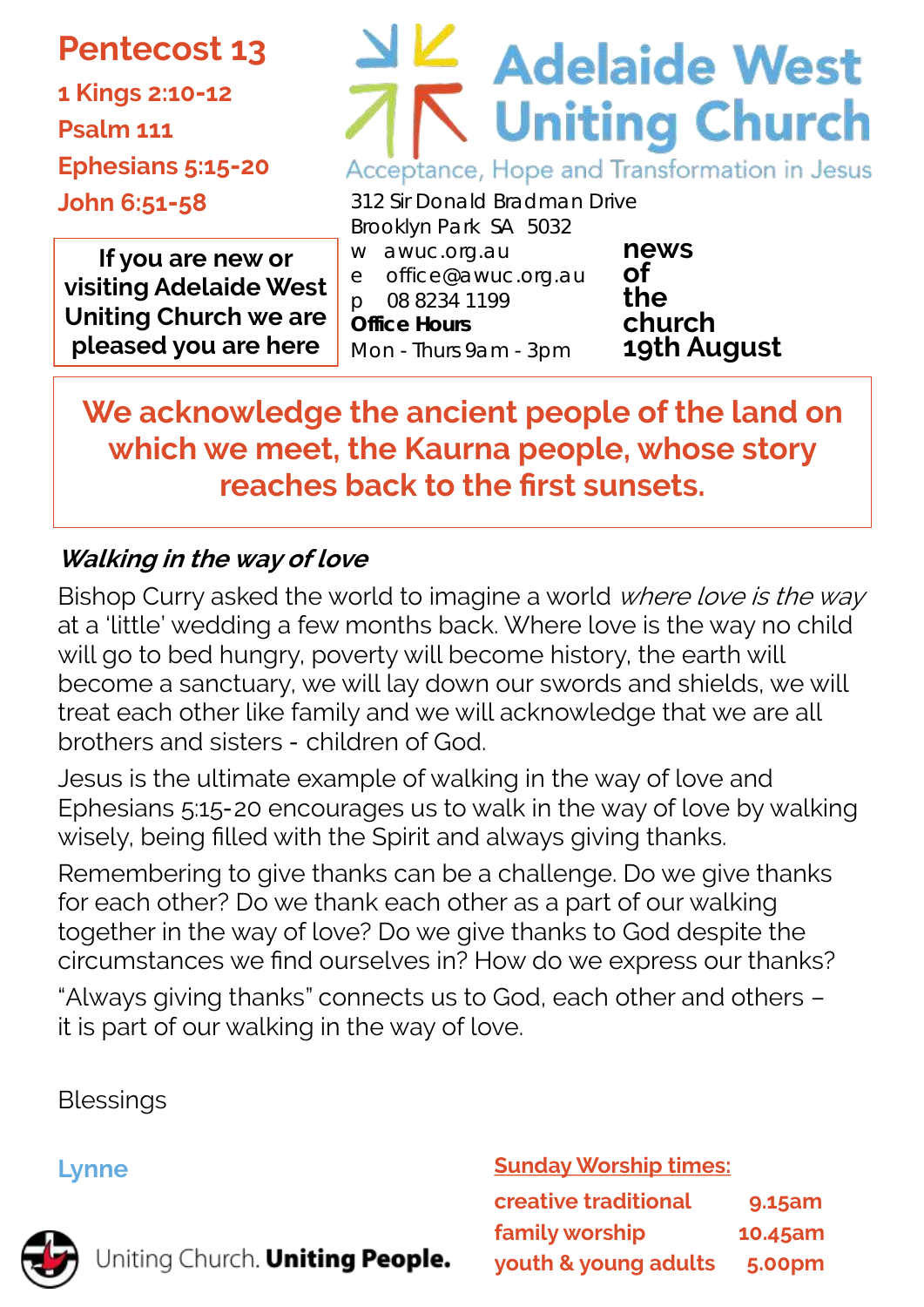# Pentecost 13

**1 Kings 2:10-12**
**Psalm 111**
**Ephesians 5:15-20**
**John 6:51-58**

**If you are new or visiting Adelaide West Uniting Church we are pleased you are here**

# Adelaide West Uniting Church

Acceptance, Hope and Transformation in Jesus

312 Sir Donald Bradman Drive
Brooklyn Park SA 5032
w awuc.org.au
e office@awuc.org.au
p 08 8234 1199
**Office Hours**
Mon - Thurs 9am - 3pm

**news of the church**
**19th August**

**We acknowledge the ancient people of the land on which we meet, the Kaurna people, whose story reaches back to the first sunsets.**

### *Walking in the way of love*

Bishop Curry asked the world to imagine a world *where love is the way* at a 'little' wedding a few months back. Where love is the way no child will go to bed hungry, poverty will become history, the earth will become a sanctuary, we will lay down our swords and shields, we will treat each other like family and we will acknowledge that we are all brothers and sisters - children of God.

Jesus is the ultimate example of walking in the way of love and Ephesians 5:15-20 encourages us to walk in the way of love by walking wisely, being filled with the Spirit and always giving thanks.

Remembering to give thanks can be a challenge. Do we give thanks for each other? Do we thank each other as a part of our walking together in the way of love? Do we give thanks to God despite the circumstances we find ourselves in? How do we express our thanks?

"Always giving thanks" connects us to God, each other and others – it is part of our walking in the way of love.

Blessings

Lynne

**Sunday Worship times:**

| | |
|---|---|
| creative traditional | 9.15am |
| family worship | 10.45am |
| youth & young adults | 5.00pm |

Uniting Church. **Uniting People.**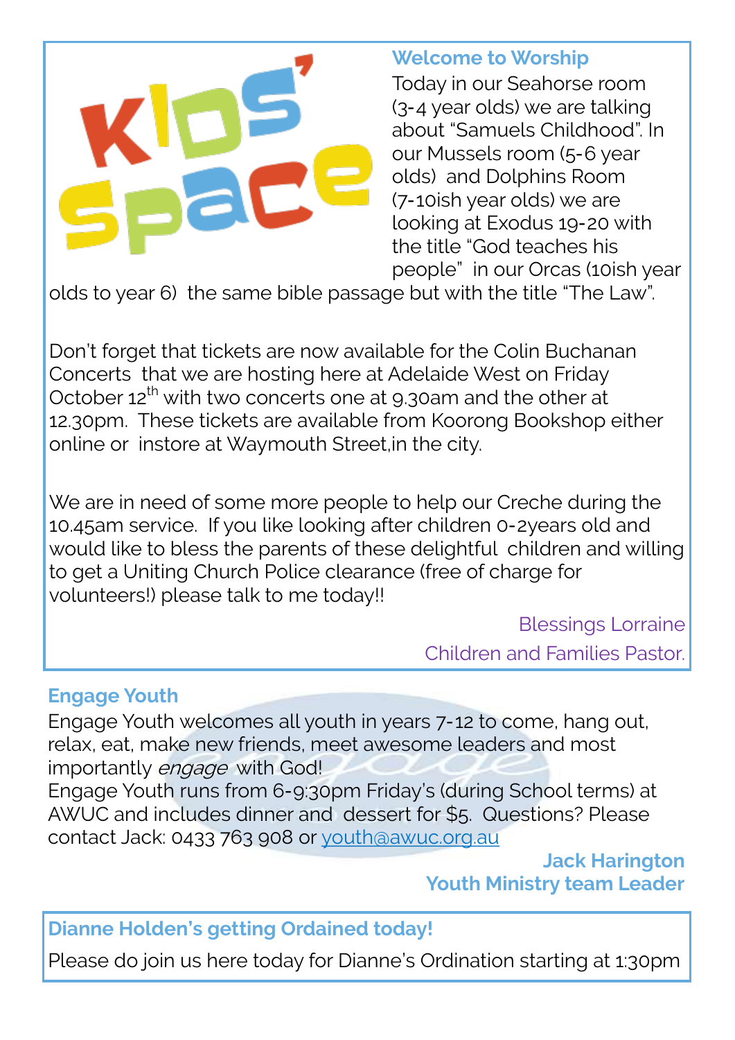## Welcome to Worship

Today in our Seahorse room (3-4 year olds) we are talking about "Samuels Childhood". In our Mussels room (5-6 year olds) and Dolphins Room (7-10ish year olds) we are looking at Exodus 19-20 with the title "God teaches his people" in our Orcas (10ish year olds to year 6) the same bible passage but with the title "The Law".

Don't forget that tickets are now available for the Colin Buchanan Concerts that we are hosting here at Adelaide West on Friday October 12th with two concerts one at 9.30am and the other at 12.30pm. These tickets are available from Koorong Bookshop either online or instore at Waymouth Street,in the city.

We are in need of some more people to help our Creche during the 10.45am service. If you like looking after children 0-2years old and would like to bless the parents of these delightful children and willing to get a Uniting Church Police clearance (free of charge for volunteers!) please talk to me today!!

Blessings Lorraine
Children and Families Pastor.

## Engage Youth

Engage Youth welcomes all youth in years 7-12 to come, hang out, relax, eat, make new friends, meet awesome leaders and most importantly *engage* with God!
Engage Youth runs from 6-9:30pm Friday's (during School terms) at AWUC and includes dinner and dessert for $5. Questions? Please contact Jack: 0433 763 908 or youth@awuc.org.au

**Jack Harington**
**Youth Ministry team Leader**

## Dianne Holden's getting Ordained today!

Please do join us here today for Dianne's Ordination starting at 1:30pm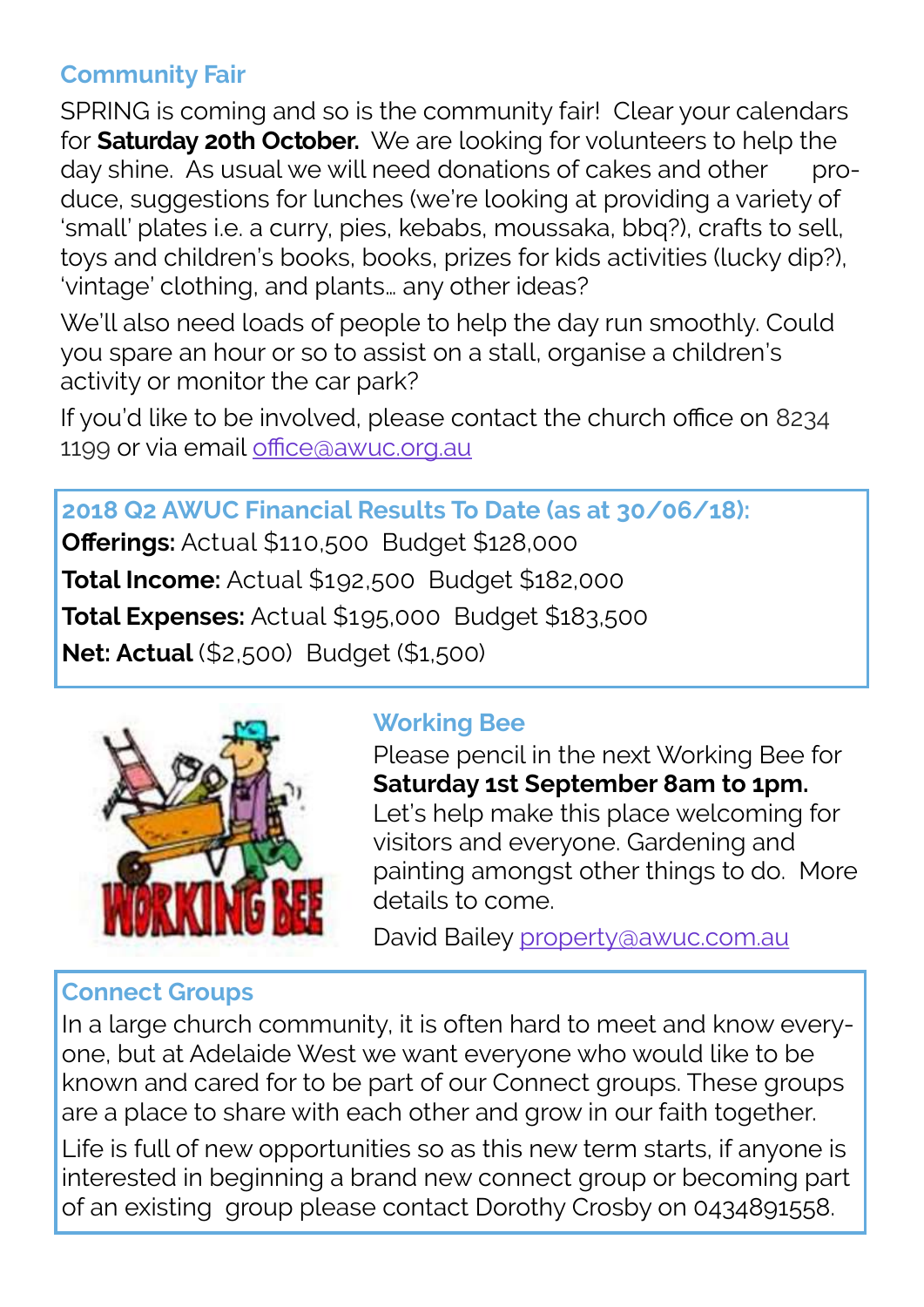## Community Fair

SPRING is coming and so is the community fair! Clear your calendars for **Saturday 20th October.** We are looking for volunteers to help the day shine. As usual we will need donations of cakes and other produce, suggestions for lunches (we're looking at providing a variety of 'small' plates i.e. a curry, pies, kebabs, moussaka, bbq?), crafts to sell, toys and children's books, books, prizes for kids activities (lucky dip?), 'vintage' clothing, and plants… any other ideas?

We'll also need loads of people to help the day run smoothly. Could you spare an hour or so to assist on a stall, organise a children's activity or monitor the car park?

If you'd like to be involved, please contact the church office on 8234 1199 or via email office@awuc.org.au

## 2018 Q2 AWUC Financial Results To Date (as at 30/06/18):

**Offerings:** Actual $110,500 Budget $128,000

**Total Income:** Actual $192,500 Budget $182,000

**Total Expenses:** Actual $195,000 Budget $183,500

**Net: Actual** ($2,500) Budget ($1,500)

## Working Bee

Please pencil in the next Working Bee for **Saturday 1st September 8am to 1pm.** Let's help make this place welcoming for visitors and everyone. Gardening and painting amongst other things to do. More details to come.

David Bailey property@awuc.com.au

## Connect Groups

In a large church community, it is often hard to meet and know everyone, but at Adelaide West we want everyone who would like to be known and cared for to be part of our Connect groups. These groups are a place to share with each other and grow in our faith together.

Life is full of new opportunities so as this new term starts, if anyone is interested in beginning a brand new connect group or becoming part of an existing group please contact Dorothy Crosby on 0434891558.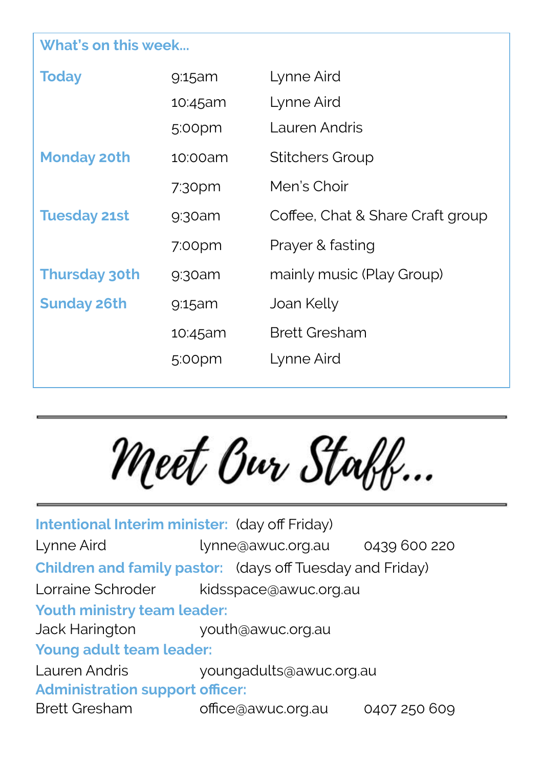## What's on this week...

| | | |
|---|---|---|
| **Today** | 9:15am | Lynne Aird |
| | 10:45am | Lynne Aird |
| | 5:00pm | Lauren Andris |
| **Monday 20th** | 10:00am | Stitchers Group |
| | 7:30pm | Men's Choir |
| **Tuesday 21st** | 9:30am | Coffee, Chat & Share Craft group |
| | 7:00pm | Prayer & fasting |
| **Thursday 30th** | 9:30am | mainly music (Play Group) |
| **Sunday 26th** | 9:15am | Joan Kelly |
| | 10:45am | Brett Gresham |
| | 5:00pm | Lynne Aird |

---

# Meet Our Staff...

---

**Intentional Interim minister:** (day off Friday)
Lynne Aird lynne@awuc.org.au 0439 600 220

**Children and family pastor:** (days off Tuesday and Friday)
Lorraine Schroder kidsspace@awuc.org.au

**Youth ministry team leader:**
Jack Harington youth@awuc.org.au

**Young adult team leader:**
Lauren Andris youngadults@awuc.org.au

**Administration support officer:**
Brett Gresham office@awuc.org.au 0407 250 609